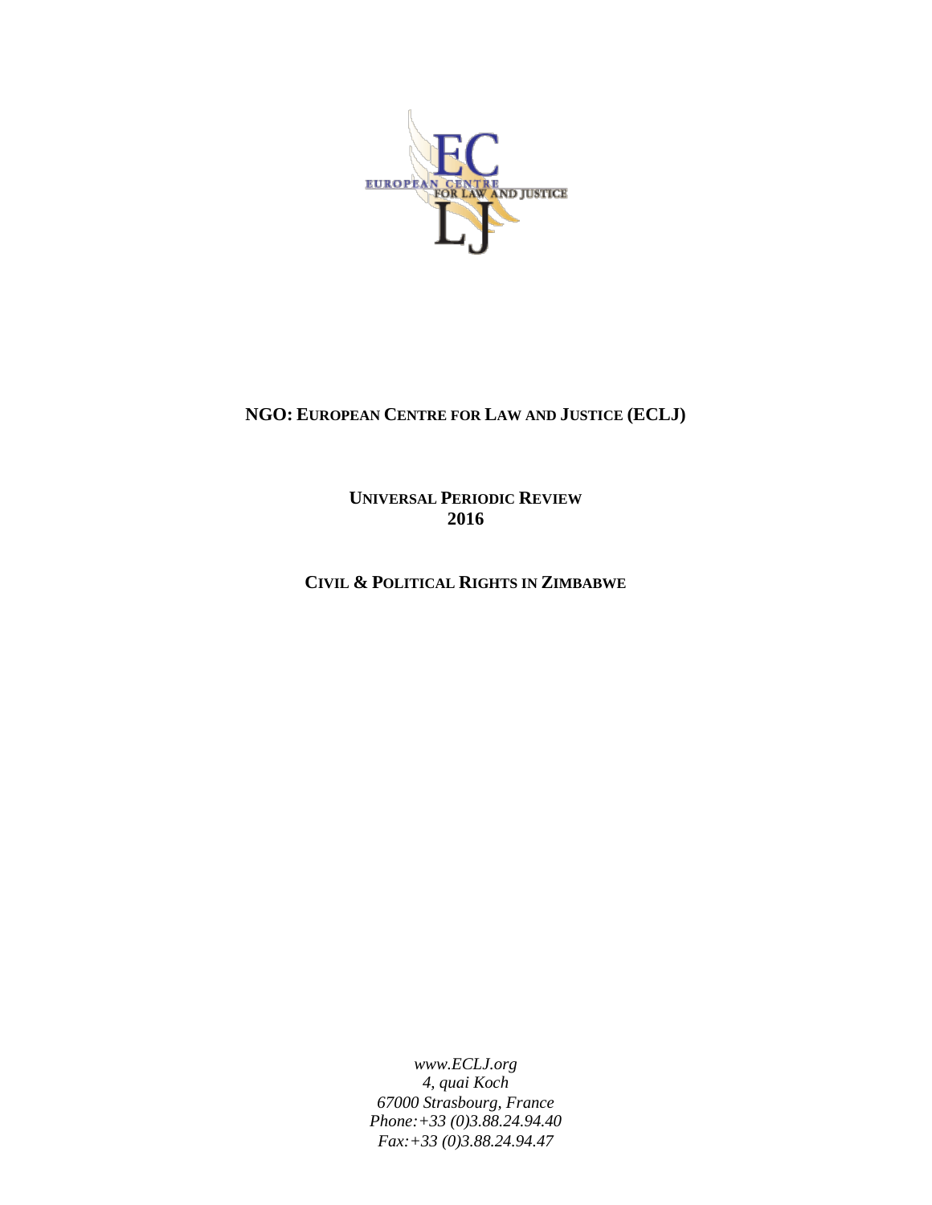**NGO: EUROPEAN CENTRE FOR LAW AND JUSTICE (ECLJ)**

**UNIVERSAL PERIODIC REVIEW**
**2016**

**CIVIL & POLITICAL RIGHTS IN ZIMBABWE**

*www.ECLJ.org*
*4, quai Koch*
*67000 Strasbourg, France*
*Phone:+33 (0)3.88.24.94.40*
*Fax:+33 (0)3.88.24.94.47*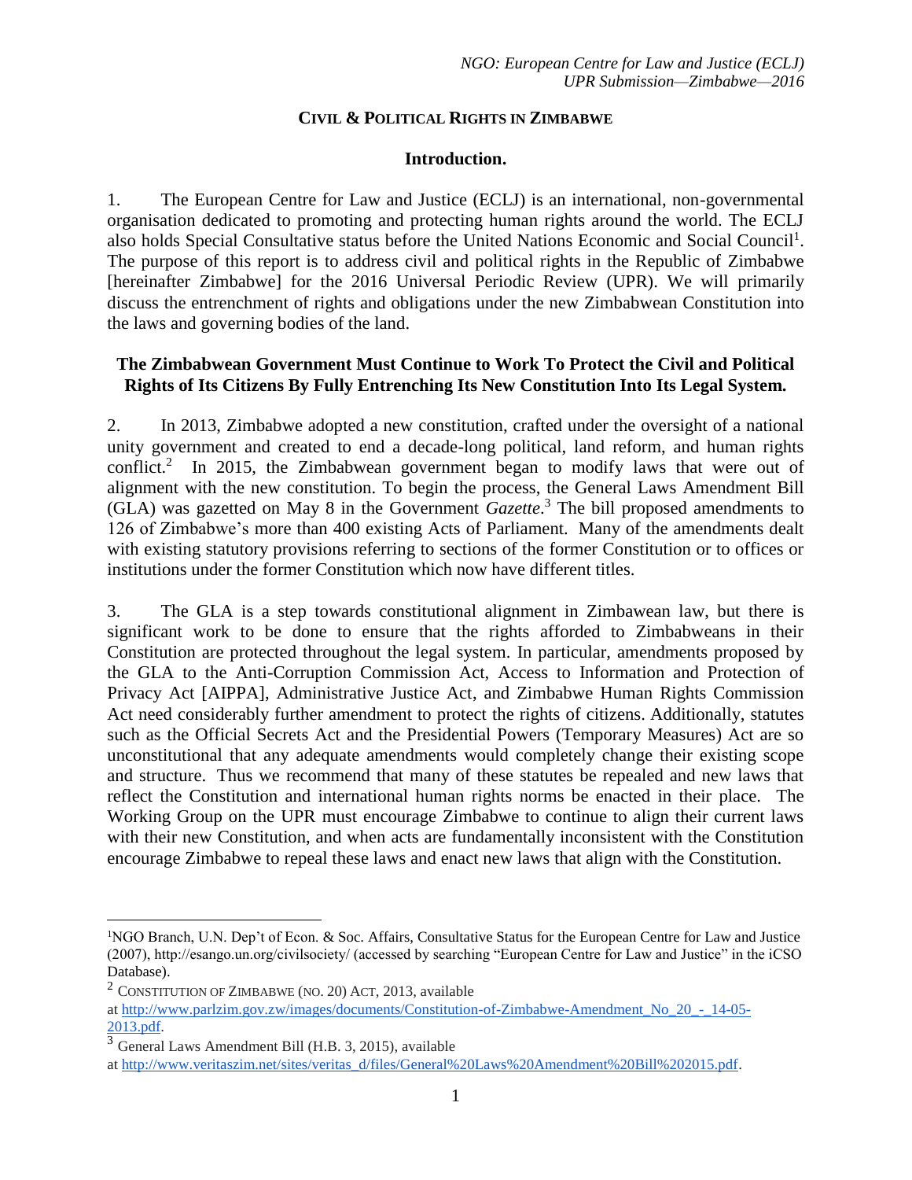## CIVIL & POLITICAL RIGHTS IN ZIMBABWE

### Introduction.

1. The European Centre for Law and Justice (ECLJ) is an international, non-governmental organisation dedicated to promoting and protecting human rights around the world. The ECLJ also holds Special Consultative status before the United Nations Economic and Social Council[1]. The purpose of this report is to address civil and political rights in the Republic of Zimbabwe [hereinafter Zimbabwe] for the 2016 Universal Periodic Review (UPR). We will primarily discuss the entrenchment of rights and obligations under the new Zimbabwean Constitution into the laws and governing bodies of the land.

### The Zimbabwean Government Must Continue to Work To Protect the Civil and Political Rights of Its Citizens By Fully Entrenching Its New Constitution Into Its Legal System.

2. In 2013, Zimbabwe adopted a new constitution, crafted under the oversight of a national unity government and created to end a decade-long political, land reform, and human rights conflict.[2] In 2015, the Zimbabwean government began to modify laws that were out of alignment with the new constitution. To begin the process, the General Laws Amendment Bill (GLA) was gazetted on May 8 in the Government *Gazette*.[3] The bill proposed amendments to 126 of Zimbabwe's more than 400 existing Acts of Parliament. Many of the amendments dealt with existing statutory provisions referring to sections of the former Constitution or to offices or institutions under the former Constitution which now have different titles.

3. The GLA is a step towards constitutional alignment in Zimbabwean law, but there is significant work to be done to ensure that the rights afforded to Zimbabweans in their Constitution are protected throughout the legal system. In particular, amendments proposed by the GLA to the Anti-Corruption Commission Act, Access to Information and Protection of Privacy Act [AIPPA], Administrative Justice Act, and Zimbabwe Human Rights Commission Act need considerably further amendment to protect the rights of citizens. Additionally, statutes such as the Official Secrets Act and the Presidential Powers (Temporary Measures) Act are so unconstitutional that any adequate amendments would completely change their existing scope and structure. Thus we recommend that many of these statutes be repealed and new laws that reflect the Constitution and international human rights norms be enacted in their place. The Working Group on the UPR must encourage Zimbabwe to continue to align their current laws with their new Constitution, and when acts are fundamentally inconsistent with the Constitution encourage Zimbabwe to repeal these laws and enact new laws that align with the Constitution.

---

[1] NGO Branch, U.N. Dep't of Econ. & Soc. Affairs, Consultative Status for the European Centre for Law and Justice (2007), http://esango.un.org/civilsociety/ (accessed by searching "European Centre for Law and Justice" in the iCSO Database).

[2] CONSTITUTION OF ZIMBABWE (NO. 20) ACT, 2013, available at http://www.parlzim.gov.zw/images/documents/Constitution-of-Zimbabwe-Amendment_No_20_-_14-05-2013.pdf.

[3] General Laws Amendment Bill (H.B. 3, 2015), available at http://www.veritaszim.net/sites/veritas_d/files/General%20Laws%20Amendment%20Bill%202015.pdf.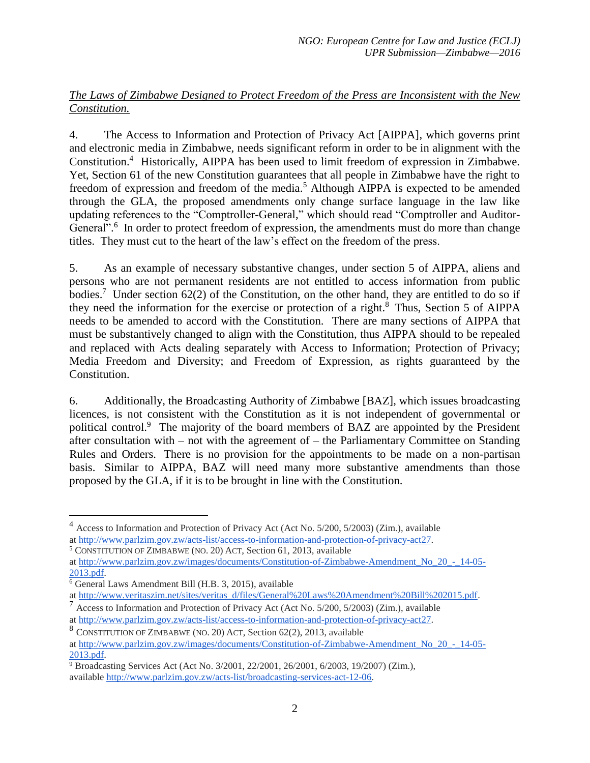*<u>The Laws of Zimbabwe Designed to Protect Freedom of the Press are Inconsistent with the New Constitution.</u>*

4. The Access to Information and Protection of Privacy Act [AIPPA], which governs print and electronic media in Zimbabwe, needs significant reform in order to be in alignment with the Constitution.[4] Historically, AIPPA has been used to limit freedom of expression in Zimbabwe. Yet, Section 61 of the new Constitution guarantees that all people in Zimbabwe have the right to freedom of expression and freedom of the media.[5] Although AIPPA is expected to be amended through the GLA, the proposed amendments only change surface language in the law like updating references to the "Comptroller-General," which should read "Comptroller and Auditor-General".[6] In order to protect freedom of expression, the amendments must do more than change titles. They must cut to the heart of the law's effect on the freedom of the press.

5. As an example of necessary substantive changes, under section 5 of AIPPA, aliens and persons who are not permanent residents are not entitled to access information from public bodies.[7] Under section 62(2) of the Constitution, on the other hand, they are entitled to do so if they need the information for the exercise or protection of a right.[8] Thus, Section 5 of AIPPA needs to be amended to accord with the Constitution. There are many sections of AIPPA that must be substantively changed to align with the Constitution, thus AIPPA should to be repealed and replaced with Acts dealing separately with Access to Information; Protection of Privacy; Media Freedom and Diversity; and Freedom of Expression, as rights guaranteed by the Constitution.

6. Additionally, the Broadcasting Authority of Zimbabwe [BAZ], which issues broadcasting licences, is not consistent with the Constitution as it is not independent of governmental or political control.[9] The majority of the board members of BAZ are appointed by the President after consultation with – not with the agreement of – the Parliamentary Committee on Standing Rules and Orders. There is no provision for the appointments to be made on a non-partisan basis. Similar to AIPPA, BAZ will need many more substantive amendments than those proposed by the GLA, if it is to be brought in line with the Constitution.

---

[4] Access to Information and Protection of Privacy Act (Act No. 5/200, 5/2003) (Zim.), available at http://www.parlzim.gov.zw/acts-list/access-to-information-and-protection-of-privacy-act27.

[5] CONSTITUTION OF ZIMBABWE (NO. 20) ACT, Section 61, 2013, available at http://www.parlzim.gov.zw/images/documents/Constitution-of-Zimbabwe-Amendment_No_20_-_14-05-2013.pdf.

[6] General Laws Amendment Bill (H.B. 3, 2015), available at http://www.veritaszim.net/sites/veritas_d/files/General%20Laws%20Amendment%20Bill%202015.pdf.

[7] Access to Information and Protection of Privacy Act (Act No. 5/200, 5/2003) (Zim.), available at http://www.parlzim.gov.zw/acts-list/access-to-information-and-protection-of-privacy-act27.

[8] CONSTITUTION OF ZIMBABWE (NO. 20) ACT, Section 62(2), 2013, available at http://www.parlzim.gov.zw/images/documents/Constitution-of-Zimbabwe-Amendment_No_20_-_14-05-2013.pdf.

[9] Broadcasting Services Act (Act No. 3/2001, 22/2001, 26/2001, 6/2003, 19/2007) (Zim.), available http://www.parlzim.gov.zw/acts-list/broadcasting-services-act-12-06.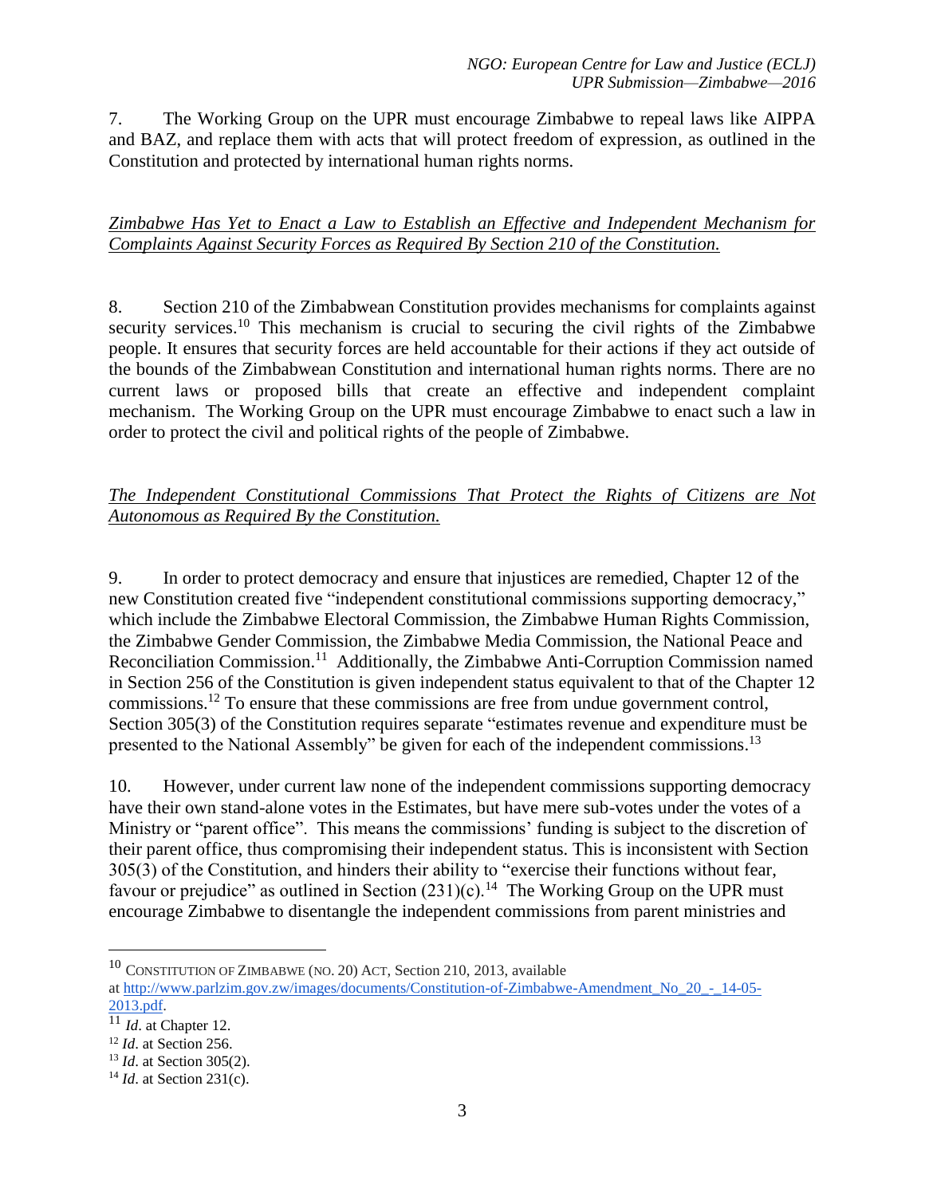7. The Working Group on the UPR must encourage Zimbabwe to repeal laws like AIPPA and BAZ, and replace them with acts that will protect freedom of expression, as outlined in the Constitution and protected by international human rights norms.

*<u>Zimbabwe Has Yet to Enact a Law to Establish an Effective and Independent Mechanism for Complaints Against Security Forces as Required By Section 210 of the Constitution.</u>*

8. Section 210 of the Zimbabwean Constitution provides mechanisms for complaints against security services.[10] This mechanism is crucial to securing the civil rights of the Zimbabwe people. It ensures that security forces are held accountable for their actions if they act outside of the bounds of the Zimbabwean Constitution and international human rights norms. There are no current laws or proposed bills that create an effective and independent complaint mechanism. The Working Group on the UPR must encourage Zimbabwe to enact such a law in order to protect the civil and political rights of the people of Zimbabwe.

*<u>The Independent Constitutional Commissions That Protect the Rights of Citizens are Not Autonomous as Required By the Constitution.</u>*

9. In order to protect democracy and ensure that injustices are remedied, Chapter 12 of the new Constitution created five "independent constitutional commissions supporting democracy," which include the Zimbabwe Electoral Commission, the Zimbabwe Human Rights Commission, the Zimbabwe Gender Commission, the Zimbabwe Media Commission, the National Peace and Reconciliation Commission.[11] Additionally, the Zimbabwe Anti-Corruption Commission named in Section 256 of the Constitution is given independent status equivalent to that of the Chapter 12 commissions.[12] To ensure that these commissions are free from undue government control, Section 305(3) of the Constitution requires separate "estimates revenue and expenditure must be presented to the National Assembly" be given for each of the independent commissions.[13]

10. However, under current law none of the independent commissions supporting democracy have their own stand-alone votes in the Estimates, but have mere sub-votes under the votes of a Ministry or "parent office". This means the commissions' funding is subject to the discretion of their parent office, thus compromising their independent status. This is inconsistent with Section 305(3) of the Constitution, and hinders their ability to "exercise their functions without fear, favour or prejudice" as outlined in Section (231)(c).[14] The Working Group on the UPR must encourage Zimbabwe to disentangle the independent commissions from parent ministries and

---

[10] CONSTITUTION OF ZIMBABWE (NO. 20) ACT, Section 210, 2013, available at http://www.parlzim.gov.zw/images/documents/Constitution-of-Zimbabwe-Amendment_No_20_-_14-05-2013.pdf.

[11] *Id*. at Chapter 12.

[12] *Id*. at Section 256.

[13] *Id*. at Section 305(2).

[14] *Id*. at Section 231(c).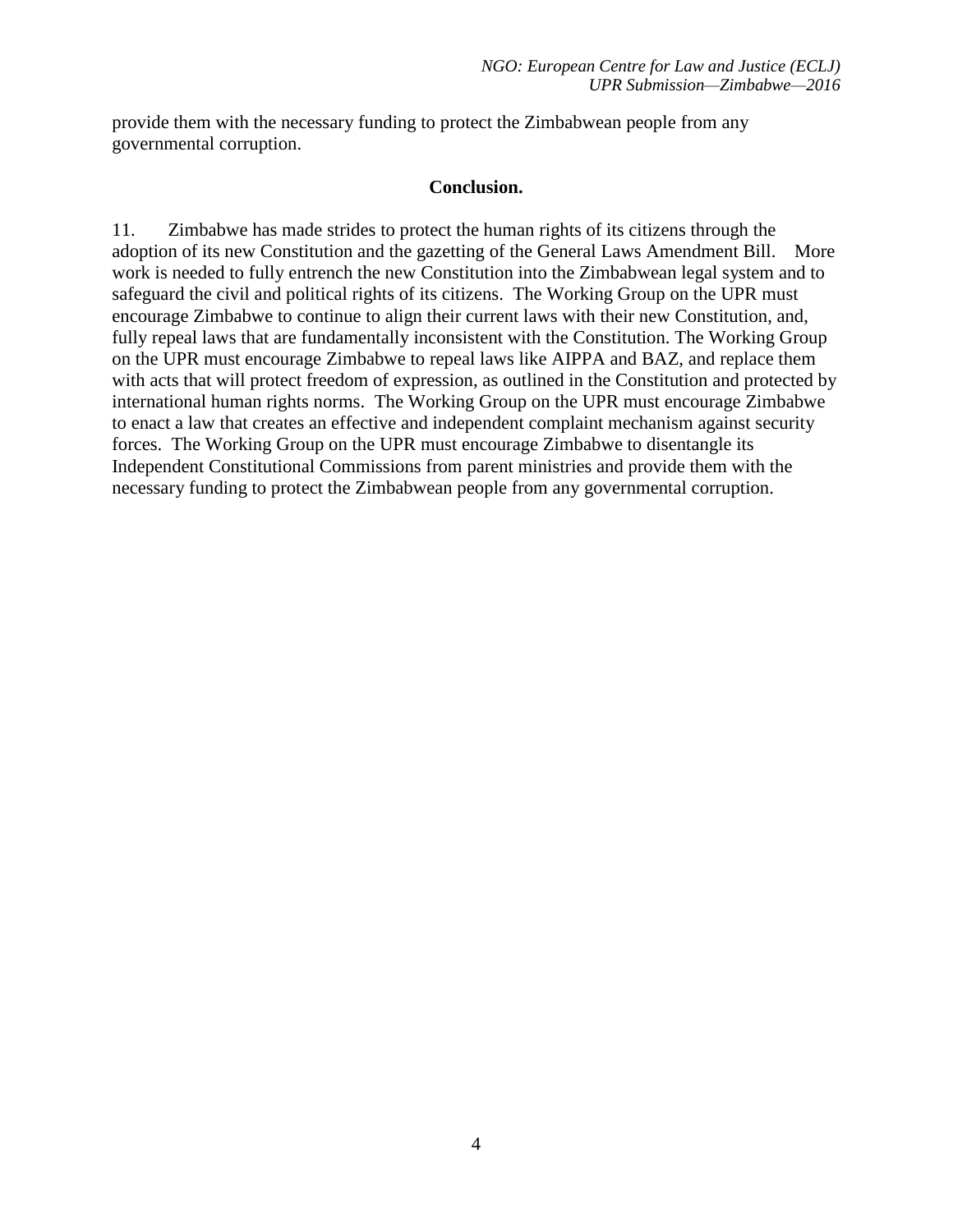provide them with the necessary funding to protect the Zimbabwean people from any governmental corruption.

**Conclusion.**

11. Zimbabwe has made strides to protect the human rights of its citizens through the adoption of its new Constitution and the gazetting of the General Laws Amendment Bill. More work is needed to fully entrench the new Constitution into the Zimbabwean legal system and to safeguard the civil and political rights of its citizens. The Working Group on the UPR must encourage Zimbabwe to continue to align their current laws with their new Constitution, and, fully repeal laws that are fundamentally inconsistent with the Constitution. The Working Group on the UPR must encourage Zimbabwe to repeal laws like AIPPA and BAZ, and replace them with acts that will protect freedom of expression, as outlined in the Constitution and protected by international human rights norms. The Working Group on the UPR must encourage Zimbabwe to enact a law that creates an effective and independent complaint mechanism against security forces. The Working Group on the UPR must encourage Zimbabwe to disentangle its Independent Constitutional Commissions from parent ministries and provide them with the necessary funding to protect the Zimbabwean people from any governmental corruption.